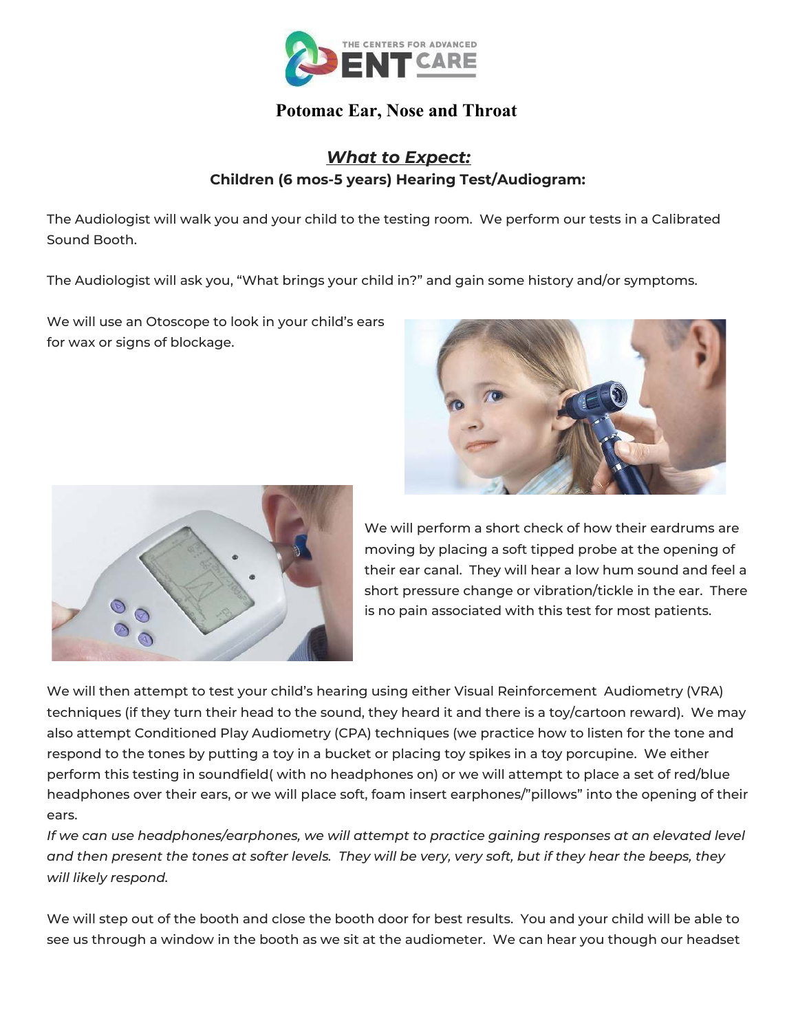THE CENTERS FOR ADVANCED ENT CARE

# Potomac Ear, Nose and Throat

## ***What to Expect:***

### Children (6 mos-5 years) Hearing Test/Audiogram:

The Audiologist will walk you and your child to the testing room. We perform our tests in a Calibrated Sound Booth.

The Audiologist will ask you, "What brings your child in?" and gain some history and/or symptoms.

We will use an Otoscope to look in your child's ears for wax or signs of blockage.

We will perform a short check of how their eardrums are moving by placing a soft tipped probe at the opening of their ear canal. They will hear a low hum sound and feel a short pressure change or vibration/tickle in the ear. There is no pain associated with this test for most patients.

We will then attempt to test your child's hearing using either Visual Reinforcement Audiometry (VRA) techniques (if they turn their head to the sound, they heard it and there is a toy/cartoon reward). We may also attempt Conditioned Play Audiometry (CPA) techniques (we practice how to listen for the tone and respond to the tones by putting a toy in a bucket or placing toy spikes in a toy porcupine. We either perform this testing in soundfield( with no headphones on) or we will attempt to place a set of red/blue headphones over their ears, or we will place soft, foam insert earphones/"pillows" into the opening of their ears.

*If we can use headphones/earphones, we will attempt to practice gaining responses at an elevated level and then present the tones at softer levels. They will be very, very soft, but if they hear the beeps, they will likely respond.*

We will step out of the booth and close the booth door for best results. You and your child will be able to see us through a window in the booth as we sit at the audiometer. We can hear you though our headset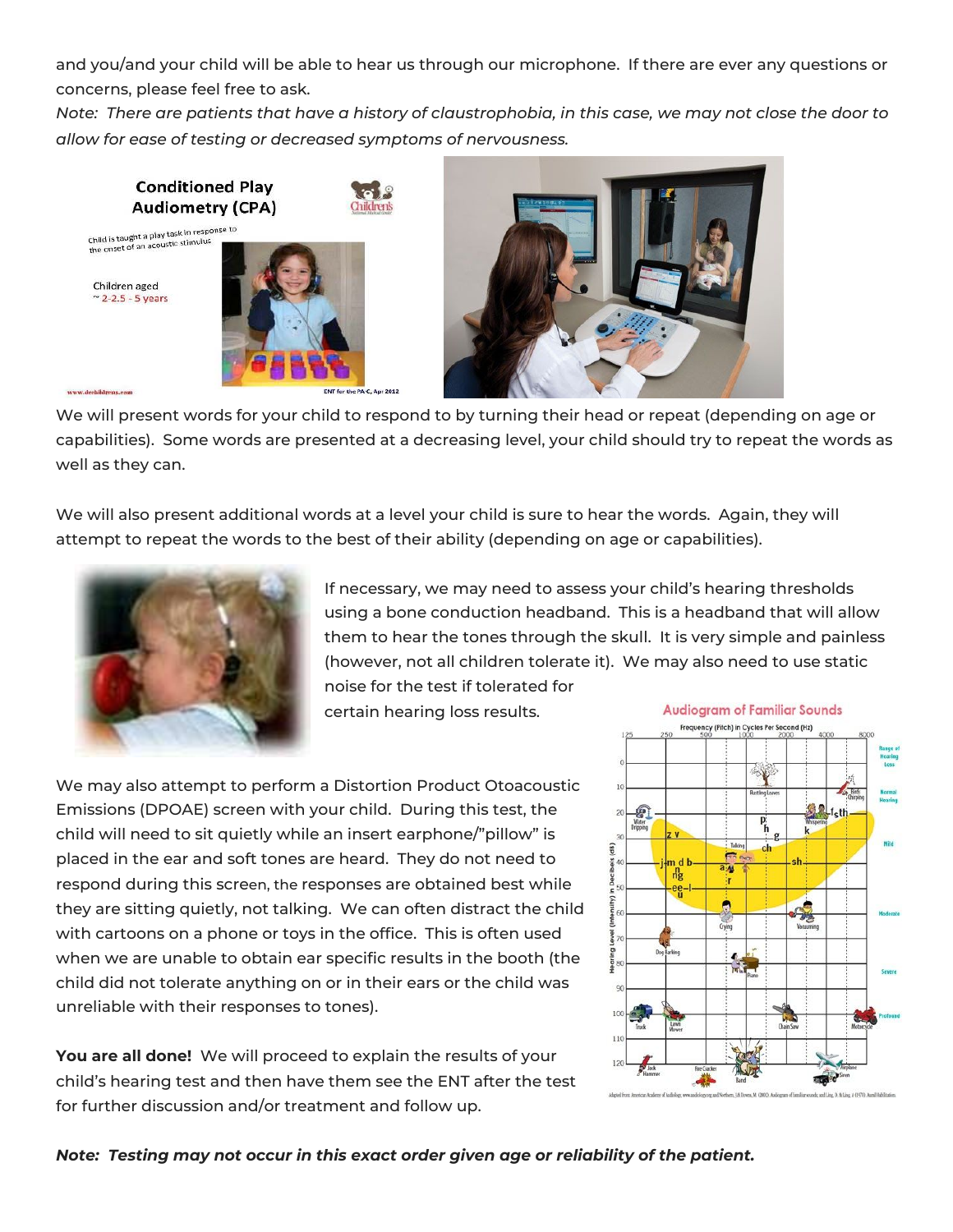and you/and your child will be able to hear us through our microphone. If there are ever any questions or concerns, please feel free to ask.

*Note: There are patients that have a history of claustrophobia, in this case, we may not close the door to allow for ease of testing or decreased symptoms of nervousness.*

Conditioned Play Audiometry (CPA)

Child is taught a play task in response to the onset of an acoustic stimulus

Children aged ~ 2-2.5 - 5 years

We will present words for your child to respond to by turning their head or repeat (depending on age or capabilities). Some words are presented at a decreasing level, your child should try to repeat the words as well as they can.

We will also present additional words at a level your child is sure to hear the words. Again, they will attempt to repeat the words to the best of their ability (depending on age or capabilities).

If necessary, we may need to assess your child's hearing thresholds using a bone conduction headband. This is a headband that will allow them to hear the tones through the skull. It is very simple and painless (however, not all children tolerate it). We may also need to use static noise for the test if tolerated for certain hearing loss results.

We may also attempt to perform a Distortion Product Otoacoustic Emissions (DPOAE) screen with your child. During this test, the child will need to sit quietly while an insert earphone/"pillow" is placed in the ear and soft tones are heard. They do not need to respond during this screen, the responses are obtained best while they are sitting quietly, not talking. We can often distract the child with cartoons on a phone or toys in the office. This is often used when we are unable to obtain ear specific results in the booth (the child did not tolerate anything on or in their ears or the child was unreliable with their responses to tones).

Audiogram of Familiar Sounds

Frequency (Pitch) in Cycles Per Second (Hz)

125 250 500 1000 2000 4000 8000

Hearing Level (Intensity) in Decibels (dB)

0 10 20 30 40 50 60 70 80 90 100 110 120

Normal Hearing

Mild

Moderate

Severe

Profound

**You are all done!** We will proceed to explain the results of your child's hearing test and then have them see the ENT after the test for further discussion and/or treatment and follow up.

***Note: Testing may not occur in this exact order given age or reliability of the patient.***